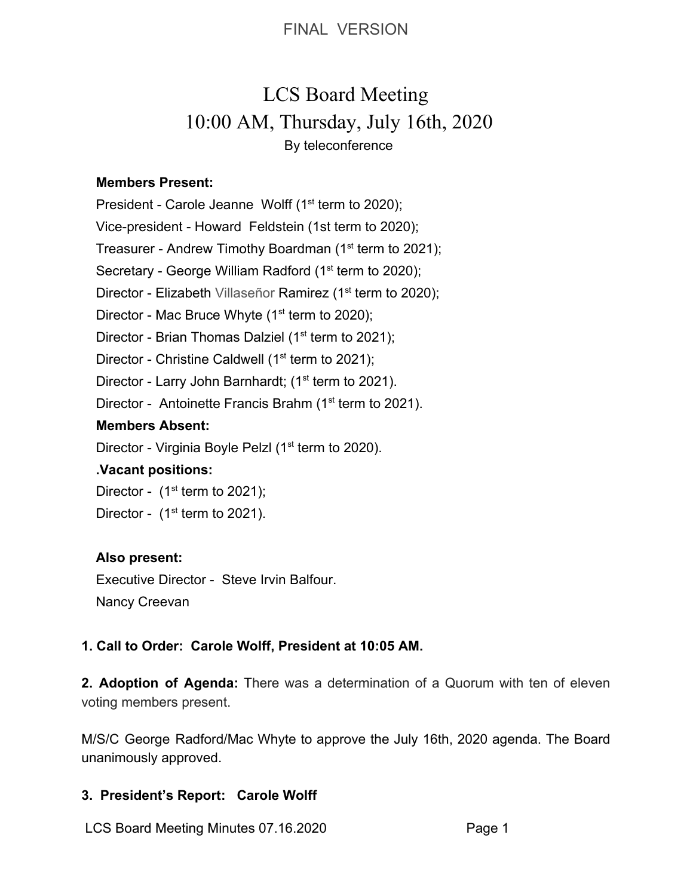FINAL VERSION

# LCS Board Meeting
## 10:00 AM, Thursday, July 16th, 2020
By teleconference

**Members Present:**

President - Carole Jeanne Wolff (1st term to 2020);
Vice-president - Howard Feldstein (1st term to 2020);
Treasurer - Andrew Timothy Boardman (1st term to 2021);
Secretary - George William Radford (1st term to 2020);
Director - Elizabeth Villaseñor Ramirez (1st term to 2020);
Director - Mac Bruce Whyte (1st term to 2020);
Director - Brian Thomas Dalziel (1st term to 2021);
Director - Christine Caldwell (1st term to 2021);
Director - Larry John Barnhardt; (1st term to 2021).
Director - Antoinette Francis Brahm (1st term to 2021).

**Members Absent:**

Director - Virginia Boyle Pelzl (1st term to 2020).

**.Vacant positions:**

Director - (1st term to 2021);
Director - (1st term to 2021).

**Also present:**

Executive Director - Steve Irvin Balfour.
Nancy Creevan

**1. Call to Order: Carole Wolff, President at 10:05 AM.**

**2. Adoption of Agenda:** There was a determination of a Quorum with ten of eleven voting members present.

M/S/C George Radford/Mac Whyte to approve the July 16th, 2020 agenda. The Board unanimously approved.

**3. President's Report: Carole Wolff**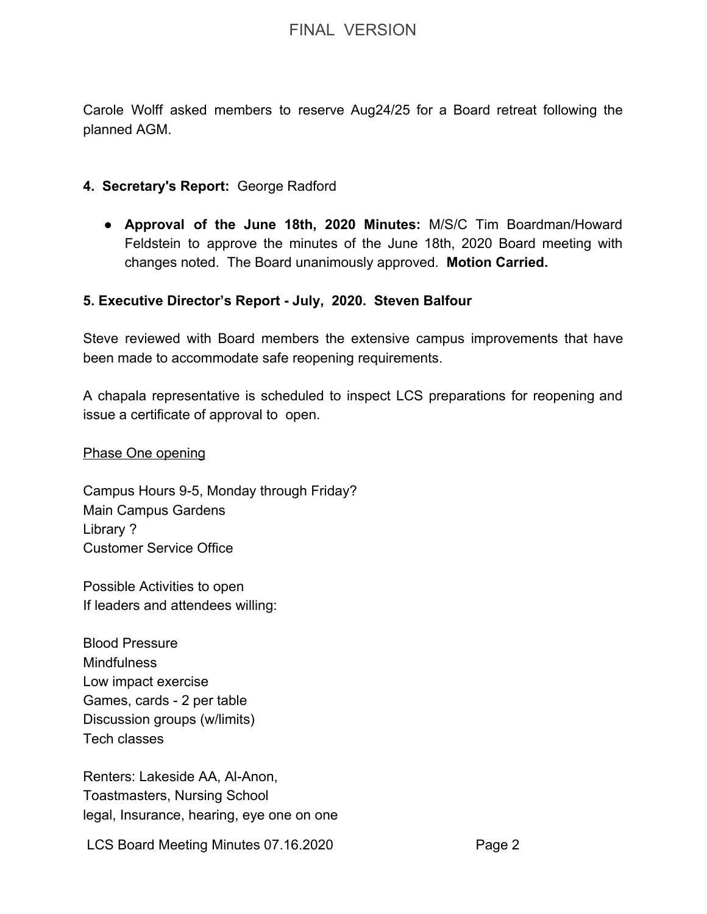Carole Wolff asked members to reserve Aug24/25 for a Board retreat following the planned AGM.

**4. Secretary's Report:** George Radford

- **Approval of the June 18th, 2020 Minutes:** M/S/C Tim Boardman/Howard Feldstein to approve the minutes of the June 18th, 2020 Board meeting with changes noted. The Board unanimously approved. **Motion Carried.**

**5. Executive Director's Report - July, 2020. Steven Balfour**

Steve reviewed with Board members the extensive campus improvements that have been made to accommodate safe reopening requirements.

A chapala representative is scheduled to inspect LCS preparations for reopening and issue a certificate of approval to open.

<u>Phase One opening</u>

Campus Hours 9-5, Monday through Friday?
Main Campus Gardens
Library ?
Customer Service Office

Possible Activities to open
If leaders and attendees willing:

Blood Pressure
Mindfulness
Low impact exercise
Games, cards - 2 per table
Discussion groups (w/limits)
Tech classes

Renters: Lakeside AA, Al-Anon,
Toastmasters, Nursing School
legal, Insurance, hearing, eye one on one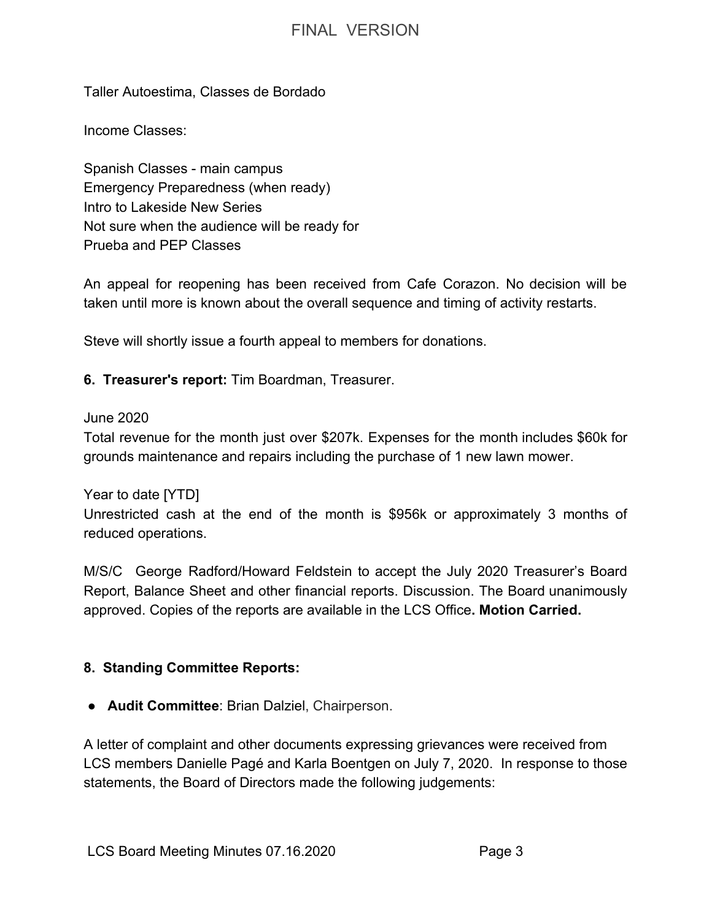Taller Autoestima, Classes de Bordado

Income Classes:

Spanish Classes - main campus
Emergency Preparedness (when ready)
Intro to Lakeside New Series
Not sure when the audience will be ready for
Prueba and PEP Classes

An appeal for reopening has been received from Cafe Corazon. No decision will be taken until more is known about the overall sequence and timing of activity restarts.

Steve will shortly issue a fourth appeal to members for donations.

**6. Treasurer's report:** Tim Boardman, Treasurer.

June 2020
Total revenue for the month just over $207k. Expenses for the month includes $60k for grounds maintenance and repairs including the purchase of 1 new lawn mower.

Year to date [YTD]
Unrestricted cash at the end of the month is $956k or approximately 3 months of reduced operations.

M/S/C George Radford/Howard Feldstein to accept the July 2020 Treasurer's Board Report, Balance Sheet and other financial reports. Discussion. The Board unanimously approved. Copies of the reports are available in the LCS Office**. Motion Carried.**

**8. Standing Committee Reports:**

- **Audit Committee**: Brian Dalziel, Chairperson.

A letter of complaint and other documents expressing grievances were received from LCS members Danielle Pagé and Karla Boentgen on July 7, 2020. In response to those statements, the Board of Directors made the following judgements: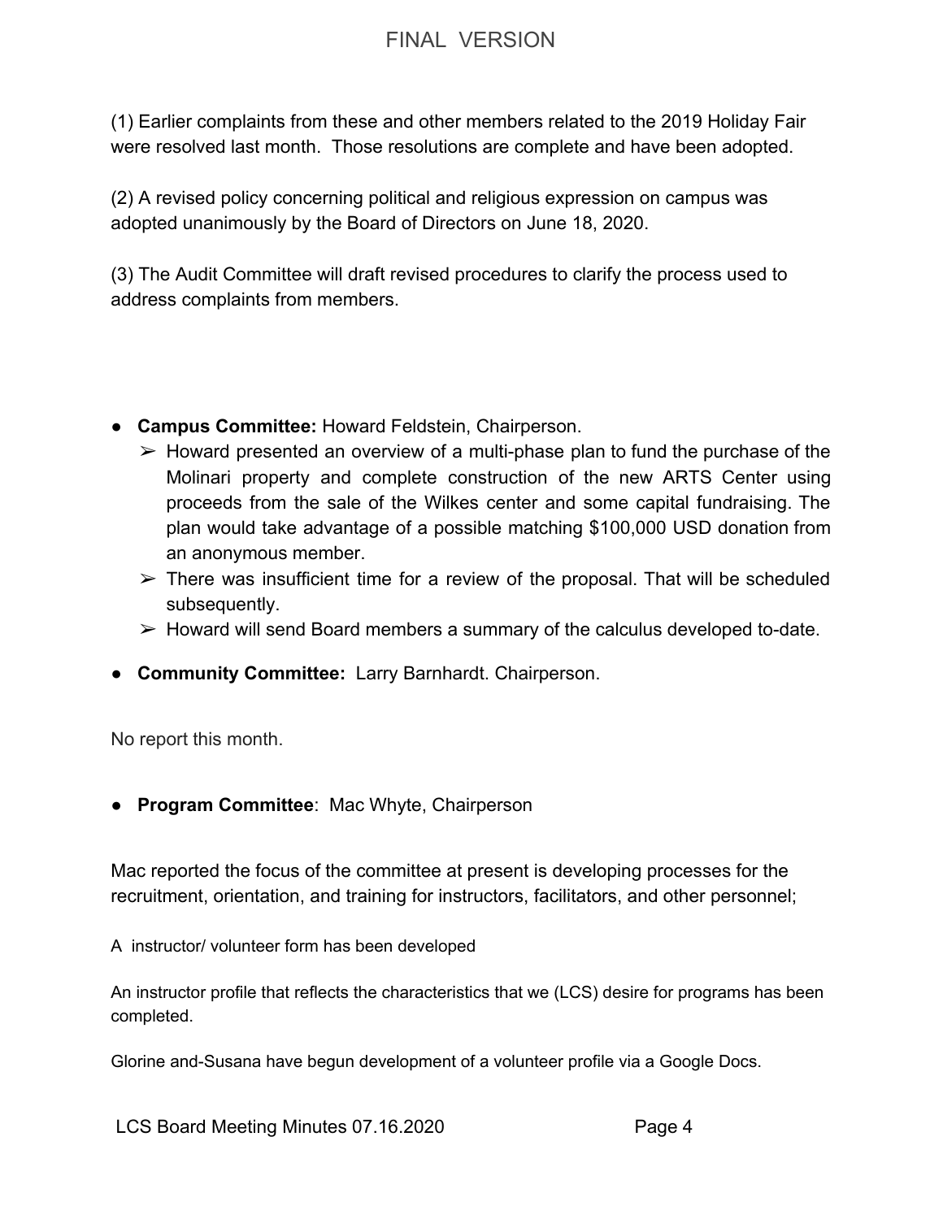(1) Earlier complaints from these and other members related to the 2019 Holiday Fair were resolved last month. Those resolutions are complete and have been adopted.

(2) A revised policy concerning political and religious expression on campus was adopted unanimously by the Board of Directors on June 18, 2020.

(3) The Audit Committee will draft revised procedures to clarify the process used to address complaints from members.

- **Campus Committee:** Howard Feldstein, Chairperson.
  - ➢ Howard presented an overview of a multi-phase plan to fund the purchase of the Molinari property and complete construction of the new ARTS Center using proceeds from the sale of the Wilkes center and some capital fundraising. The plan would take advantage of a possible matching $100,000 USD donation from an anonymous member.
  - ➢ There was insufficient time for a review of the proposal. That will be scheduled subsequently.
  - ➢ Howard will send Board members a summary of the calculus developed to-date.
- **Community Committee:** Larry Barnhardt. Chairperson.

No report this month.

- **Program Committee**: Mac Whyte, Chairperson

Mac reported the focus of the committee at present is developing processes for the recruitment, orientation, and training for instructors, facilitators, and other personnel;

A instructor/ volunteer form has been developed

An instructor profile that reflects the characteristics that we (LCS) desire for programs has been completed.

Glorine and-Susana have begun development of a volunteer profile via a Google Docs.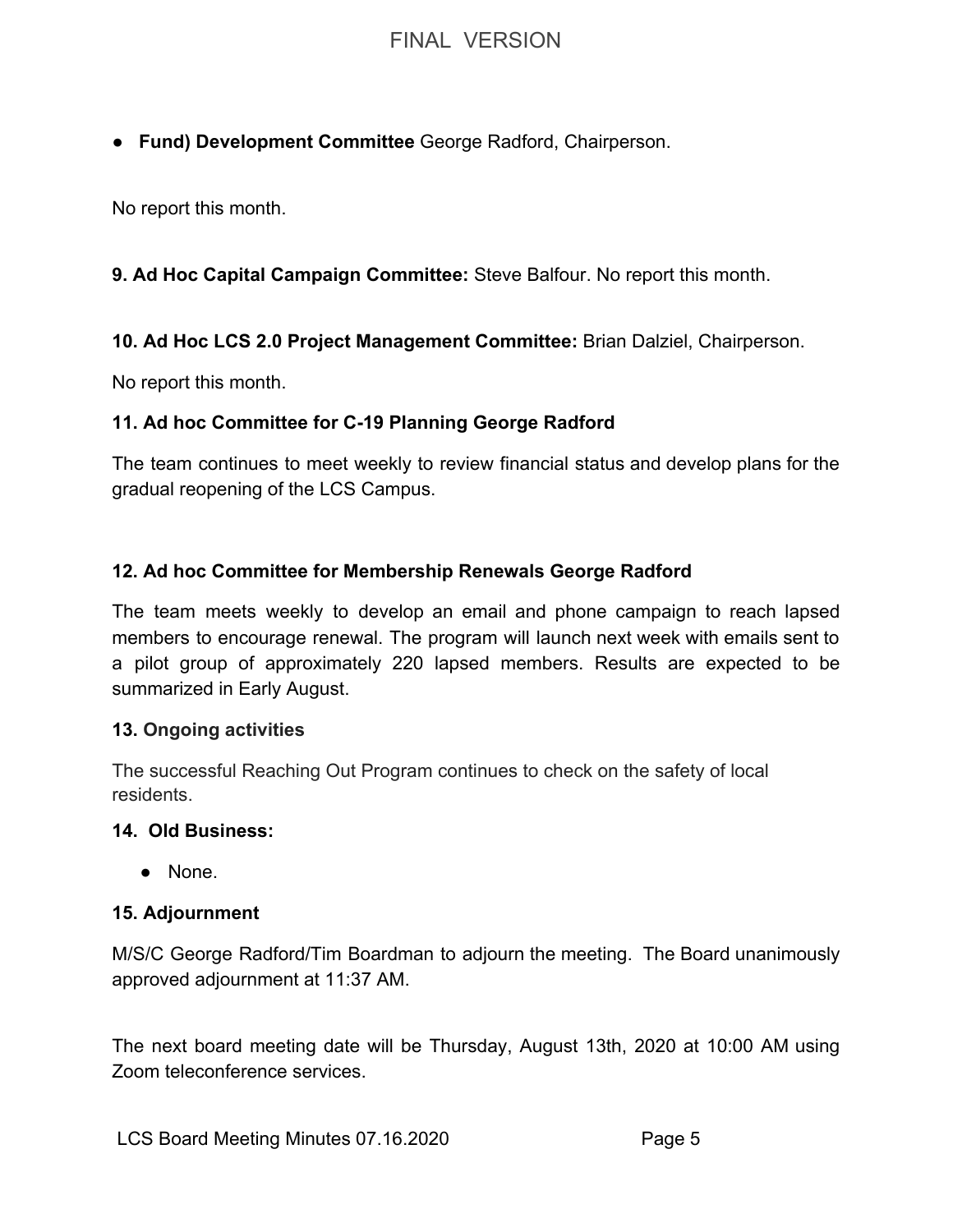- **Fund) Development Committee** George Radford, Chairperson.

No report this month.

**9. Ad Hoc Capital Campaign Committee:** Steve Balfour. No report this month.

**10. Ad Hoc LCS 2.0 Project Management Committee:** Brian Dalziel, Chairperson.

No report this month.

**11. Ad hoc Committee for C-19 Planning George Radford**

The team continues to meet weekly to review financial status and develop plans for the gradual reopening of the LCS Campus.

**12. Ad hoc Committee for Membership Renewals George Radford**

The team meets weekly to develop an email and phone campaign to reach lapsed members to encourage renewal. The program will launch next week with emails sent to a pilot group of approximately 220 lapsed members. Results are expected to be summarized in Early August.

**13. Ongoing activities**

The successful Reaching Out Program continues to check on the safety of local residents.

**14. Old Business:**

- None.

**15. Adjournment**

M/S/C George Radford/Tim Boardman to adjourn the meeting. The Board unanimously approved adjournment at 11:37 AM.

The next board meeting date will be Thursday, August 13th, 2020 at 10:00 AM using Zoom teleconference services.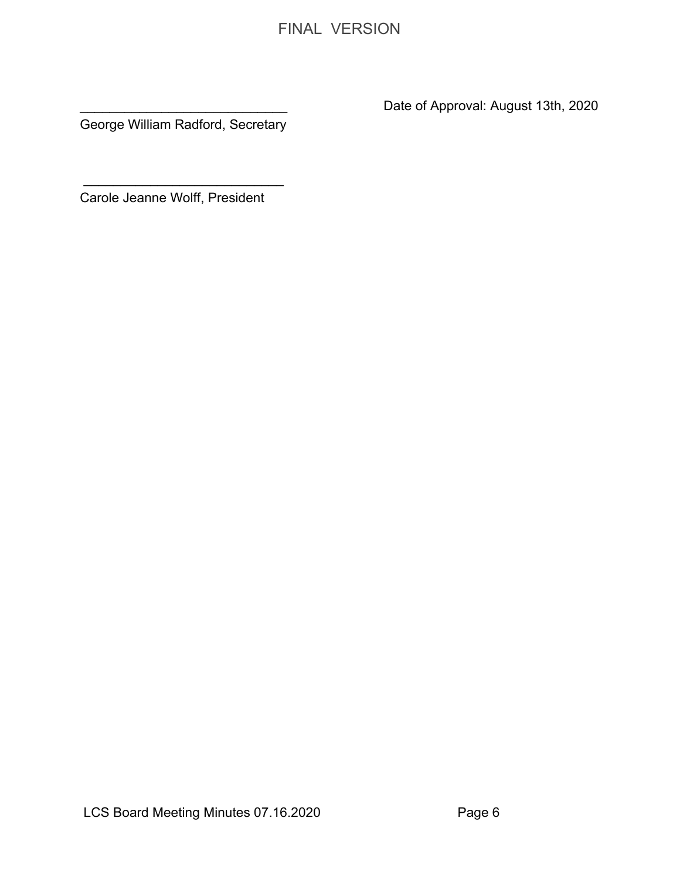FINAL VERSION

\_\_\_\_\_\_\_\_\_\_\_\_\_\_\_\_\_\_\_\_\_\_\_\_\_\_\_\_

George William Radford, Secretary

Date of Approval: August 13th, 2020

\_\_\_\_\_\_\_\_\_\_\_\_\_\_\_\_\_\_\_\_\_\_\_\_\_\_\_

Carole Jeanne Wolff, President